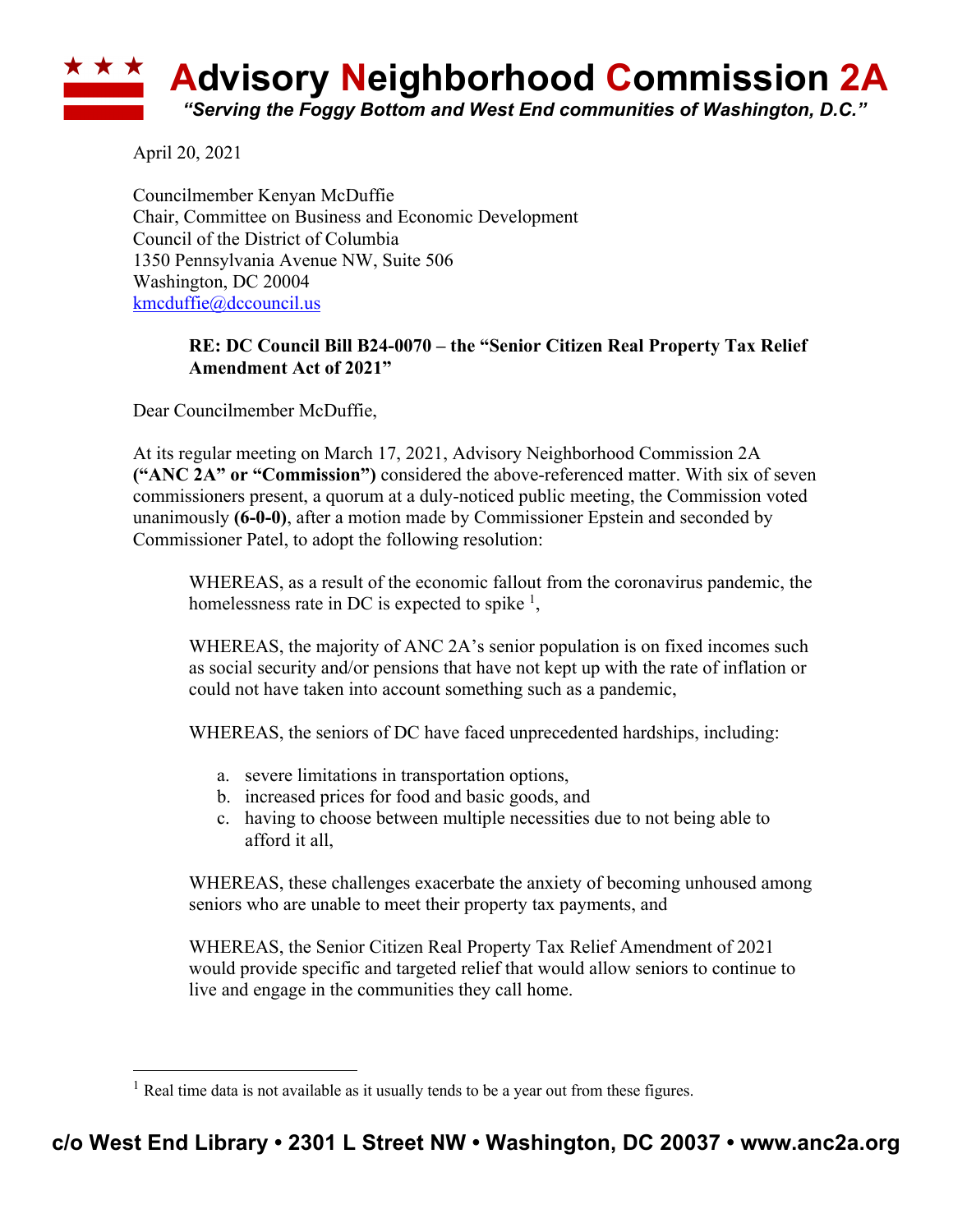# Advisory Neighborhood Commission 2A

*"Serving the Foggy Bottom and West End communities of Washington, D.C."*

April 20, 2021

Councilmember Kenyan McDuffie
Chair, Committee on Business and Economic Development
Council of the District of Columbia
1350 Pennsylvania Avenue NW, Suite 506
Washington, DC 20004
kmcduffie@dccouncil.us

**RE: DC Council Bill B24-0070 – the "Senior Citizen Real Property Tax Relief Amendment Act of 2021"**

Dear Councilmember McDuffie,

At its regular meeting on March 17, 2021, Advisory Neighborhood Commission 2A **("ANC 2A" or "Commission")** considered the above-referenced matter. With six of seven commissioners present, a quorum at a duly-noticed public meeting, the Commission voted unanimously **(6-0-0)**, after a motion made by Commissioner Epstein and seconded by Commissioner Patel, to adopt the following resolution:

> WHEREAS, as a result of the economic fallout from the coronavirus pandemic, the homelessness rate in DC is expected to spike [1],
>
> WHEREAS, the majority of ANC 2A's senior population is on fixed incomes such as social security and/or pensions that have not kept up with the rate of inflation or could not have taken into account something such as a pandemic,
>
> WHEREAS, the seniors of DC have faced unprecedented hardships, including:
>
> a. severe limitations in transportation options,
> b. increased prices for food and basic goods, and
> c. having to choose between multiple necessities due to not being able to afford it all,
>
> WHEREAS, these challenges exacerbate the anxiety of becoming unhoused among seniors who are unable to meet their property tax payments, and
>
> WHEREAS, the Senior Citizen Real Property Tax Relief Amendment of 2021 would provide specific and targeted relief that would allow seniors to continue to live and engage in the communities they call home.

[1] Real time data is not available as it usually tends to be a year out from these figures.

**c/o West End Library • 2301 L Street NW • Washington, DC 20037 • www.anc2a.org**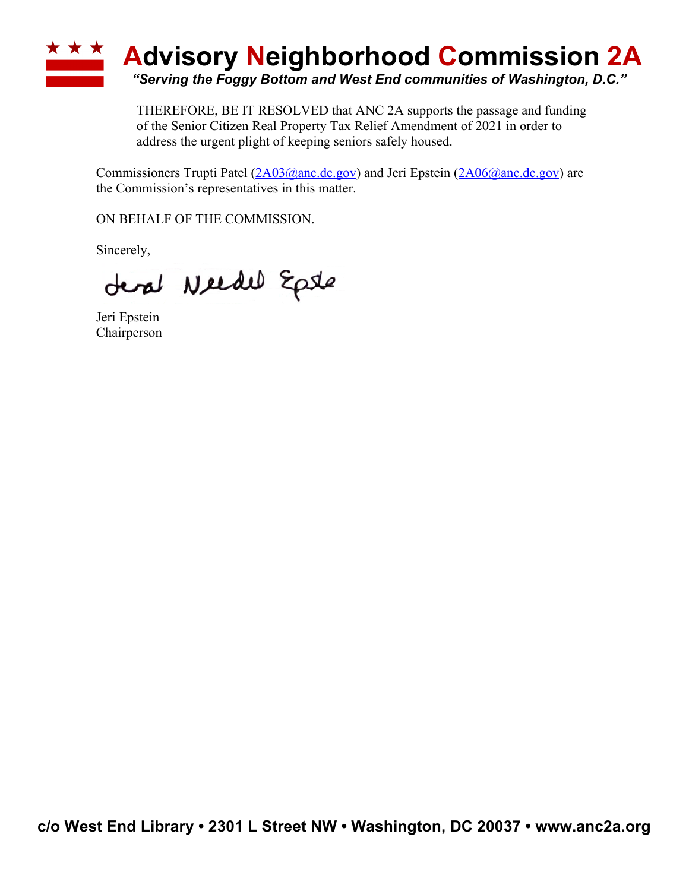THEREFORE, BE IT RESOLVED that ANC 2A supports the passage and funding of the Senior Citizen Real Property Tax Relief Amendment of 2021 in order to address the urgent plight of keeping seniors safely housed.

Commissioners Trupti Patel (2A03@anc.dc.gov) and Jeri Epstein (2A06@anc.dc.gov) are the Commission's representatives in this matter.

ON BEHALF OF THE COMMISSION.

Sincerely,

Jeri Epstein
Chairperson